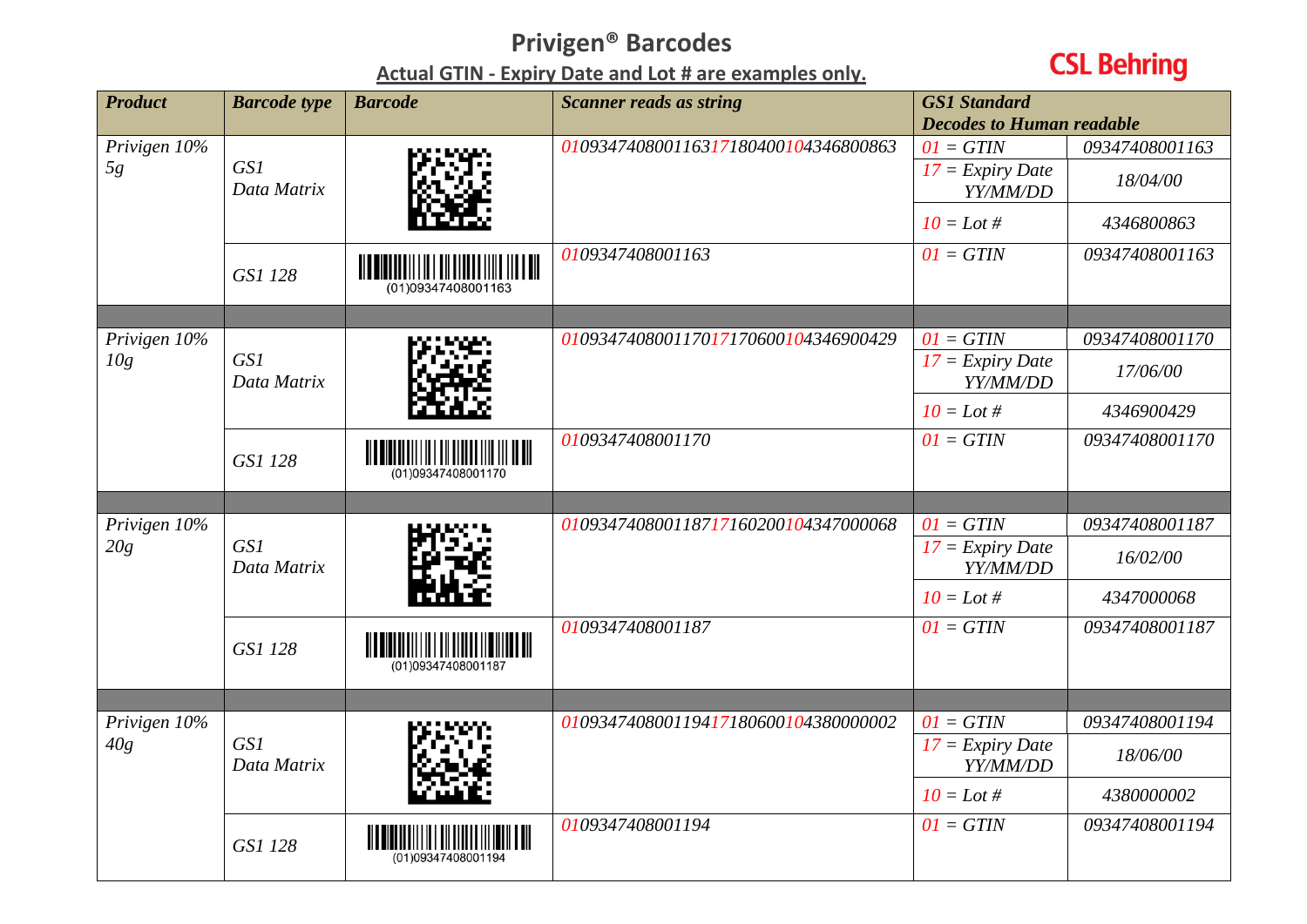# Privigen® Barcodes

**Actual GTIN - Expiry Date and Lot # are examples only.**

CSL Behring

| *Product* | *Barcode type* | *Barcode* | *Scanner reads as string* | *GS1 Standard Decodes to Human readable* | |
|---|---|---|---|---|---|
| *Privigen 10% 5g* | *GS1 Data Matrix* | | *0109347408001163171804001043468008 63* | *01 = GTIN* | *09347408001163* |
| | | | | *17 = Expiry Date YY/MM/DD* | *18/04/00* |
| | | | | *10 = Lot #* | *4346800863* |
| | *GS1 128* | (01)09347408001163 | *0109347408001163* | *01 = GTIN* | *09347408001163* |
| | | | | | |
| *Privigen 10% 10g* | *GS1 Data Matrix* | | *010934740800117017170600104346900429* | *01 = GTIN* | *09347408001170* |
| | | | | *17 = Expiry Date YY/MM/DD* | *17/06/00* |
| | | | | *10 = Lot #* | *4346900429* |
| | *GS1 128* | (01)09347408001170 | *0109347408001170* | *01 = GTIN* | *09347408001170* |
| | | | | | |
| *Privigen 10% 20g* | *GS1 Data Matrix* | | *010934740800118717160200104347000068* | *01 = GTIN* | *09347408001187* |
| | | | | *17 = Expiry Date YY/MM/DD* | *16/02/00* |
| | | | | *10 = Lot #* | *4347000068* |
| | *GS1 128* | (01)09347408001187 | *0109347408001187* | *01 = GTIN* | *09347408001187* |
| | | | | | |
| *Privigen 10% 40g* | *GS1 Data Matrix* | | *010934740800119417180600104380000002* | *01 = GTIN* | *09347408001194* |
| | | | | *17 = Expiry Date YY/MM/DD* | *18/06/00* |
| | | | | *10 = Lot #* | *4380000002* |
| | *GS1 128* | (01)09347408001194 | *0109347408001194* | *01 = GTIN* | *09347408001194* |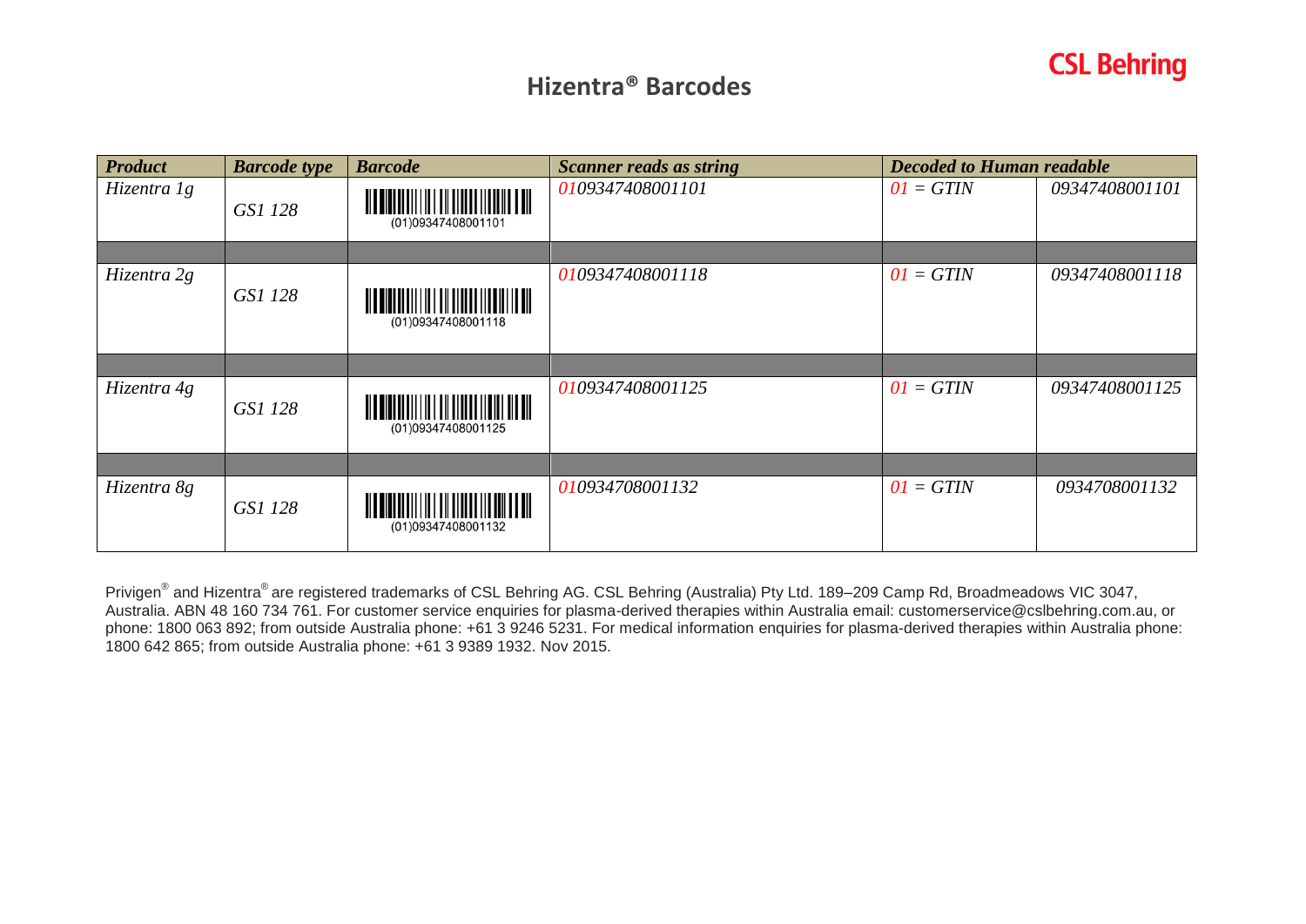CSL Behring

# Hizentra® Barcodes

| *Product* | *Barcode type* | *Barcode* | *Scanner reads as string* | *Decoded to Human readable* | |
|---|---|---|---|---|---|
| *Hizentra 1g* | *GS1 128* | (01)09347408001101 | *0109347408001101* | *01 = GTIN* | *09347408001101* |
| | | | | | |
| *Hizentra 2g* | *GS1 128* | (01)09347408001118 | *0109347408001118* | *01 = GTIN* | *09347408001118* |
| | | | | | |
| *Hizentra 4g* | *GS1 128* | (01)09347408001125 | *0109347408001125* | *01 = GTIN* | *09347408001125* |
| | | | | | |
| *Hizentra 8g* | *GS1 128* | (01)09347408001132 | *010934708001132* | *01 = GTIN* | *0934708001132* |

Privigen® and Hizentra® are registered trademarks of CSL Behring AG. CSL Behring (Australia) Pty Ltd. 189–209 Camp Rd, Broadmeadows VIC 3047, Australia. ABN 48 160 734 761. For customer service enquiries for plasma-derived therapies within Australia email: customerservice@cslbehring.com.au, or phone: 1800 063 892; from outside Australia phone: +61 3 9246 5231. For medical information enquiries for plasma-derived therapies within Australia phone: 1800 642 865; from outside Australia phone: +61 3 9389 1932. Nov 2015.